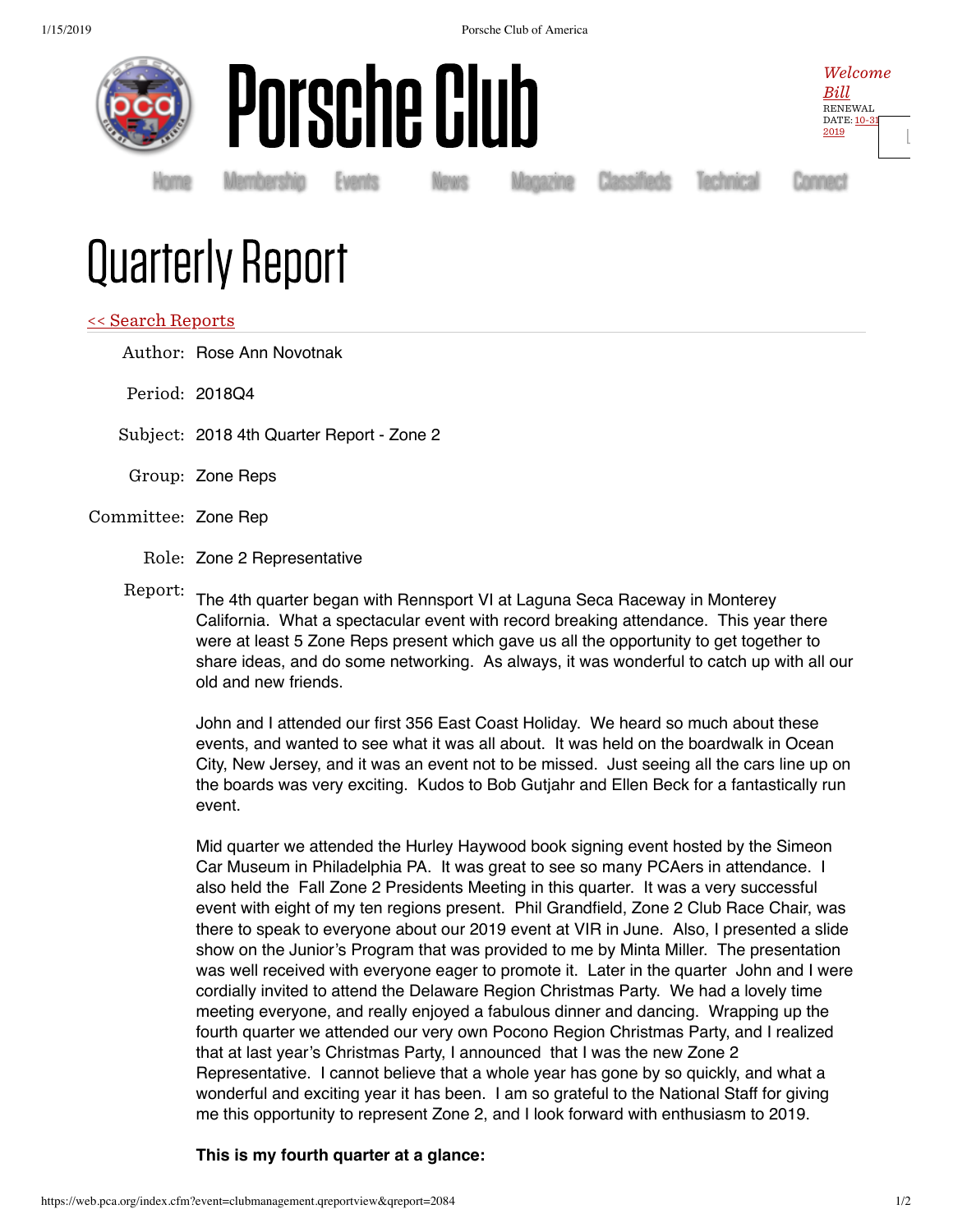# Porsche Club

*Welcome Bill*
RENEWAL DATE: 10-31-2019

Home | Membership | Events | News | Magazine | Classifieds | Technical | Connect

# Quarterly Report

<< Search Reports

Author: Rose Ann Novotnak

Period: 2018Q4

Subject: 2018 4th Quarter Report - Zone 2

Group: Zone Reps

Committee: Zone Rep

Role: Zone 2 Representative

Report:

The 4th quarter began with Rennsport VI at Laguna Seca Raceway in Monterey California. What a spectacular event with record breaking attendance. This year there were at least 5 Zone Reps present which gave us all the opportunity to get together to share ideas, and do some networking. As always, it was wonderful to catch up with all our old and new friends.

John and I attended our first 356 East Coast Holiday. We heard so much about these events, and wanted to see what it was all about. It was held on the boardwalk in Ocean City, New Jersey, and it was an event not to be missed. Just seeing all the cars line up on the boards was very exciting. Kudos to Bob Gutjahr and Ellen Beck for a fantastically run event.

Mid quarter we attended the Hurley Haywood book signing event hosted by the Simeon Car Museum in Philadelphia PA. It was great to see so many PCAers in attendance. I also held the Fall Zone 2 Presidents Meeting in this quarter. It was a very successful event with eight of my ten regions present. Phil Grandfield, Zone 2 Club Race Chair, was there to speak to everyone about our 2019 event at VIR in June. Also, I presented a slide show on the Junior's Program that was provided to me by Minta Miller. The presentation was well received with everyone eager to promote it. Later in the quarter John and I were cordially invited to attend the Delaware Region Christmas Party. We had a lovely time meeting everyone, and really enjoyed a fabulous dinner and dancing. Wrapping up the fourth quarter we attended our very own Pocono Region Christmas Party, and I realized that at last year's Christmas Party, I announced that I was the new Zone 2 Representative. I cannot believe that a whole year has gone by so quickly, and what a wonderful and exciting year it has been. I am so grateful to the National Staff for giving me this opportunity to represent Zone 2, and I look forward with enthusiasm to 2019.

**This is my fourth quarter at a glance:**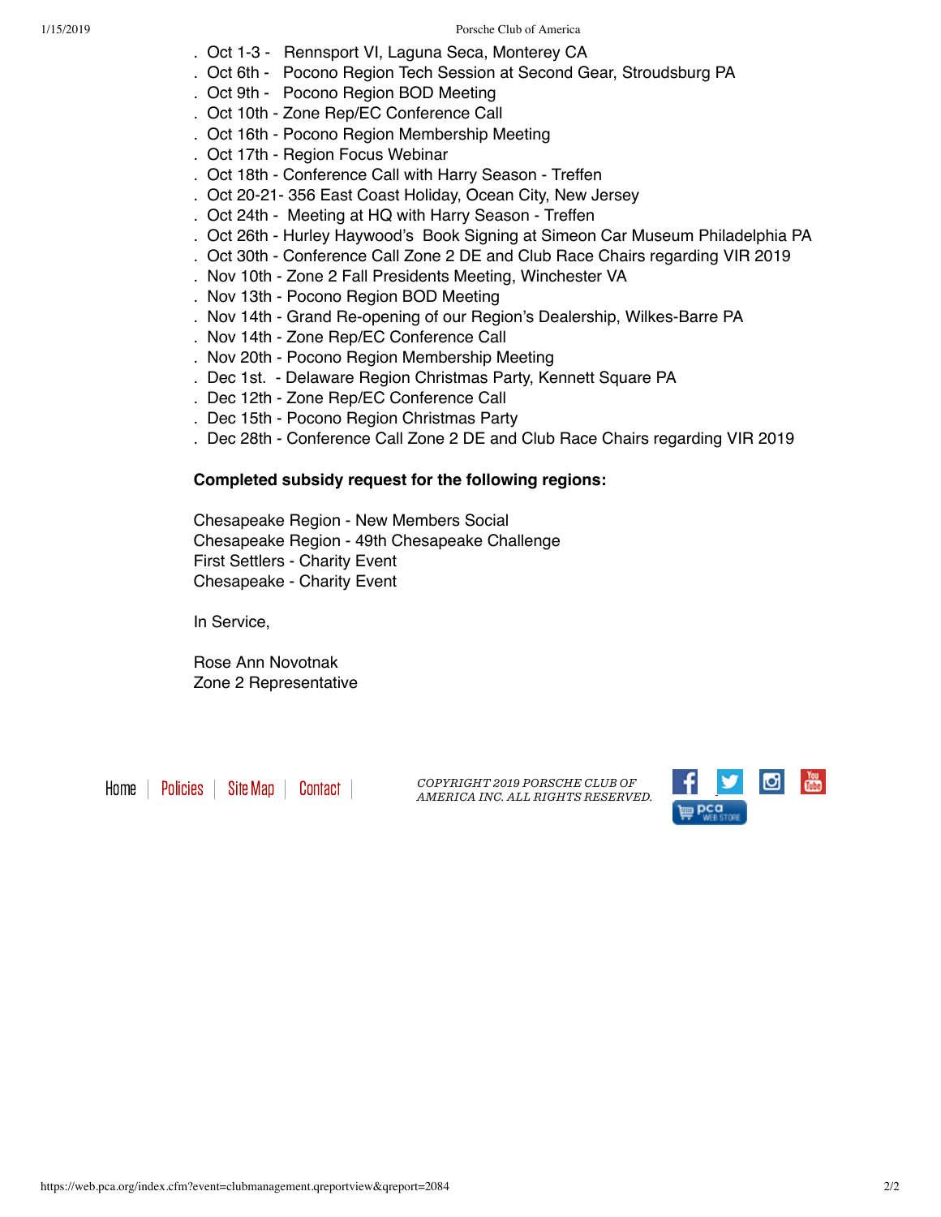- Oct 1-3 - Rennsport VI, Laguna Seca, Monterey CA
- Oct 6th - Pocono Region Tech Session at Second Gear, Stroudsburg PA
- Oct 9th - Pocono Region BOD Meeting
- Oct 10th - Zone Rep/EC Conference Call
- Oct 16th - Pocono Region Membership Meeting
- Oct 17th - Region Focus Webinar
- Oct 18th - Conference Call with Harry Season - Treffen
- Oct 20-21- 356 East Coast Holiday, Ocean City, New Jersey
- Oct 24th - Meeting at HQ with Harry Season - Treffen
- Oct 26th - Hurley Haywood's Book Signing at Simeon Car Museum Philadelphia PA
- Oct 30th - Conference Call Zone 2 DE and Club Race Chairs regarding VIR 2019
- Nov 10th - Zone 2 Fall Presidents Meeting, Winchester VA
- Nov 13th - Pocono Region BOD Meeting
- Nov 14th - Grand Re-opening of our Region's Dealership, Wilkes-Barre PA
- Nov 14th - Zone Rep/EC Conference Call
- Nov 20th - Pocono Region Membership Meeting
- Dec 1st. - Delaware Region Christmas Party, Kennett Square PA
- Dec 12th - Zone Rep/EC Conference Call
- Dec 15th - Pocono Region Christmas Party
- Dec 28th - Conference Call Zone 2 DE and Club Race Chairs regarding VIR 2019

**Completed subsidy request for the following regions:**

Chesapeake Region - New Members Social
Chesapeake Region - 49th Chesapeake Challenge
First Settlers - Charity Event
Chesapeake - Charity Event

In Service,

Rose Ann Novotnak
Zone 2 Representative

Home | Policies | Site Map | Contact |

*COPYRIGHT 2019 PORSCHE CLUB OF AMERICA INC. ALL RIGHTS RESERVED.*